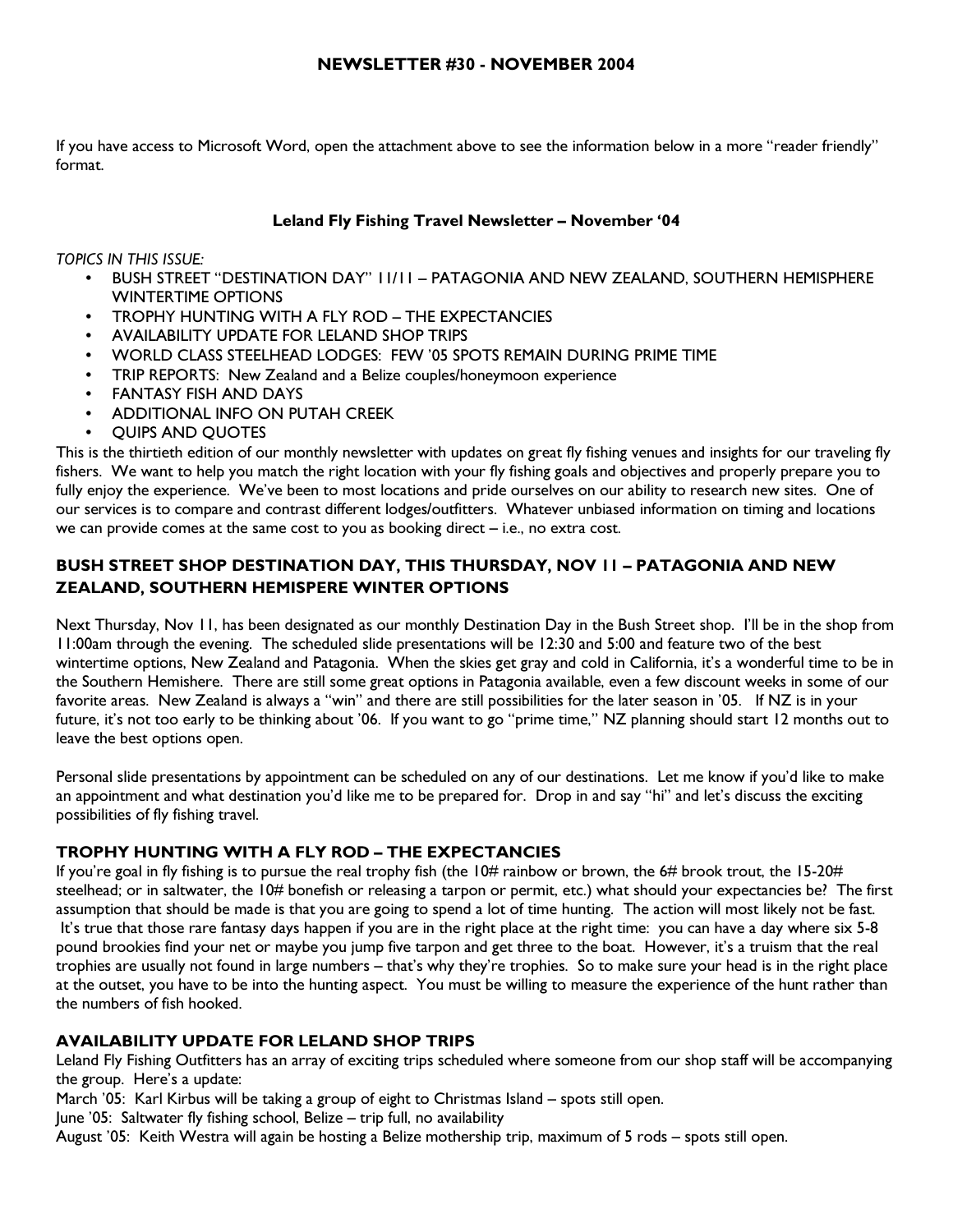# NEWSLETTER #30 - NOVEMBER 2004

If you have access to Microsoft Word, open the attachment above to see the information below in a more "reader friendly" format.

## Leland Fly Fishing Travel Newsletter – November '04

*TOPICS IN THIS ISSUE:*

- BUSH STREET "DESTINATION DAY" 11/11 – PATAGONIA AND NEW ZEALAND, SOUTHERN HEMISPHERE WINTERTIME OPTIONS
- TROPHY HUNTING WITH A FLY ROD – THE EXPECTANCIES
- AVAILABILITY UPDATE FOR LELAND SHOP TRIPS
- WORLD CLASS STEELHEAD LODGES: FEW '05 SPOTS REMAIN DURING PRIME TIME
- TRIP REPORTS: New Zealand and a Belize couples/honeymoon experience
- FANTASY FISH AND DAYS
- ADDITIONAL INFO ON PUTAH CREEK
- QUIPS AND QUOTES

This is the thirtieth edition of our monthly newsletter with updates on great fly fishing venues and insights for our traveling fly fishers. We want to help you match the right location with your fly fishing goals and objectives and properly prepare you to fully enjoy the experience. We've been to most locations and pride ourselves on our ability to research new sites. One of our services is to compare and contrast different lodges/outfitters. Whatever unbiased information on timing and locations we can provide comes at the same cost to you as booking direct – i.e., no extra cost.

### BUSH STREET SHOP DESTINATION DAY, THIS THURSDAY, NOV 11 – PATAGONIA AND NEW ZEALAND, SOUTHERN HEMISPERE WINTER OPTIONS

Next Thursday, Nov 11, has been designated as our monthly Destination Day in the Bush Street shop. I'll be in the shop from 11:00am through the evening. The scheduled slide presentations will be 12:30 and 5:00 and feature two of the best wintertime options, New Zealand and Patagonia. When the skies get gray and cold in California, it's a wonderful time to be in the Southern Hemishere. There are still some great options in Patagonia available, even a few discount weeks in some of our favorite areas. New Zealand is always a "win" and there are still possibilities for the later season in '05. If NZ is in your future, it's not too early to be thinking about '06. If you want to go "prime time," NZ planning should start 12 months out to leave the best options open.

Personal slide presentations by appointment can be scheduled on any of our destinations. Let me know if you'd like to make an appointment and what destination you'd like me to be prepared for. Drop in and say "hi" and let's discuss the exciting possibilities of fly fishing travel.

### TROPHY HUNTING WITH A FLY ROD – THE EXPECTANCIES

If you're goal in fly fishing is to pursue the real trophy fish (the 10# rainbow or brown, the 6# brook trout, the 15-20# steelhead; or in saltwater, the 10# bonefish or releasing a tarpon or permit, etc.) what should your expectancies be? The first assumption that should be made is that you are going to spend a lot of time hunting. The action will most likely not be fast. It's true that those rare fantasy days happen if you are in the right place at the right time: you can have a day where six 5-8 pound brookies find your net or maybe you jump five tarpon and get three to the boat. However, it's a truism that the real trophies are usually not found in large numbers – that's why they're trophies. So to make sure your head is in the right place at the outset, you have to be into the hunting aspect. You must be willing to measure the experience of the hunt rather than the numbers of fish hooked.

### AVAILABILITY UPDATE FOR LELAND SHOP TRIPS

Leland Fly Fishing Outfitters has an array of exciting trips scheduled where someone from our shop staff will be accompanying the group. Here's a update:

March '05: Karl Kirbus will be taking a group of eight to Christmas Island – spots still open.

June '05: Saltwater fly fishing school, Belize – trip full, no availability

August '05: Keith Westra will again be hosting a Belize mothership trip, maximum of 5 rods – spots still open.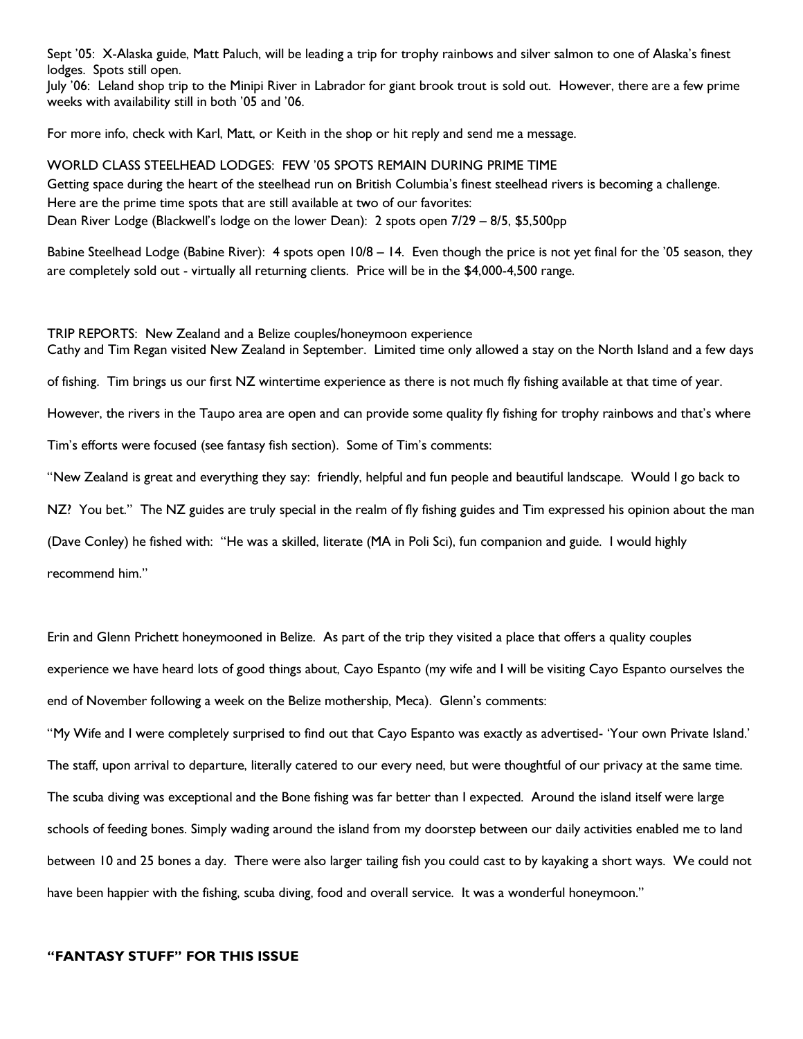Sept '05: X-Alaska guide, Matt Paluch, will be leading a trip for trophy rainbows and silver salmon to one of Alaska's finest lodges. Spots still open.
July '06: Leland shop trip to the Minipi River in Labrador for giant brook trout is sold out. However, there are a few prime weeks with availability still in both '05 and '06.

For more info, check with Karl, Matt, or Keith in the shop or hit reply and send me a message.

WORLD CLASS STEELHEAD LODGES: FEW '05 SPOTS REMAIN DURING PRIME TIME
Getting space during the heart of the steelhead run on British Columbia's finest steelhead rivers is becoming a challenge. Here are the prime time spots that are still available at two of our favorites:
Dean River Lodge (Blackwell's lodge on the lower Dean): 2 spots open 7/29 – 8/5, $5,500pp

Babine Steelhead Lodge (Babine River): 4 spots open 10/8 – 14. Even though the price is not yet final for the '05 season, they are completely sold out - virtually all returning clients. Price will be in the $4,000-4,500 range.

TRIP REPORTS: New Zealand and a Belize couples/honeymoon experience
Cathy and Tim Regan visited New Zealand in September. Limited time only allowed a stay on the North Island and a few days of fishing. Tim brings us our first NZ wintertime experience as there is not much fly fishing available at that time of year. However, the rivers in the Taupo area are open and can provide some quality fly fishing for trophy rainbows and that's where Tim's efforts were focused (see fantasy fish section). Some of Tim's comments:

"New Zealand is great and everything they say: friendly, helpful and fun people and beautiful landscape. Would I go back to NZ? You bet." The NZ guides are truly special in the realm of fly fishing guides and Tim expressed his opinion about the man (Dave Conley) he fished with: "He was a skilled, literate (MA in Poli Sci), fun companion and guide. I would highly recommend him."

Erin and Glenn Prichett honeymooned in Belize. As part of the trip they visited a place that offers a quality couples experience we have heard lots of good things about, Cayo Espanto (my wife and I will be visiting Cayo Espanto ourselves the end of November following a week on the Belize mothership, Meca). Glenn's comments:

"My Wife and I were completely surprised to find out that Cayo Espanto was exactly as advertised- 'Your own Private Island.' The staff, upon arrival to departure, literally catered to our every need, but were thoughtful of our privacy at the same time. The scuba diving was exceptional and the Bone fishing was far better than I expected. Around the island itself were large schools of feeding bones. Simply wading around the island from my doorstep between our daily activities enabled me to land between 10 and 25 bones a day. There were also larger tailing fish you could cast to by kayaking a short ways. We could not have been happier with the fishing, scuba diving, food and overall service. It was a wonderful honeymoon."

**"FANTASY STUFF" FOR THIS ISSUE**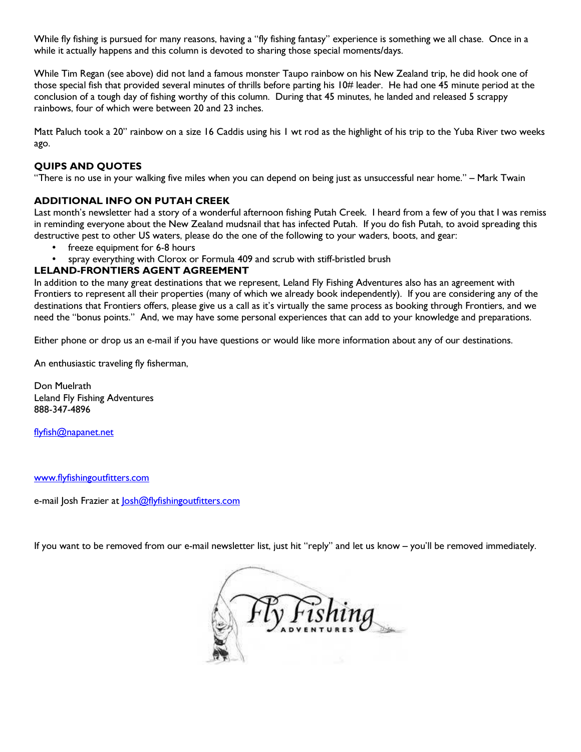While fly fishing is pursued for many reasons, having a "fly fishing fantasy" experience is something we all chase. Once in a while it actually happens and this column is devoted to sharing those special moments/days.

While Tim Regan (see above) did not land a famous monster Taupo rainbow on his New Zealand trip, he did hook one of those special fish that provided several minutes of thrills before parting his 10# leader. He had one 45 minute period at the conclusion of a tough day of fishing worthy of this column. During that 45 minutes, he landed and released 5 scrappy rainbows, four of which were between 20 and 23 inches.

Matt Paluch took a 20" rainbow on a size 16 Caddis using his 1 wt rod as the highlight of his trip to the Yuba River two weeks ago.

### QUIPS AND QUOTES

"There is no use in your walking five miles when you can depend on being just as unsuccessful near home." – Mark Twain

### ADDITIONAL INFO ON PUTAH CREEK

Last month's newsletter had a story of a wonderful afternoon fishing Putah Creek. I heard from a few of you that I was remiss in reminding everyone about the New Zealand mudsnail that has infected Putah. If you do fish Putah, to avoid spreading this destructive pest to other US waters, please do the one of the following to your waders, boots, and gear:

- freeze equipment for 6-8 hours
- spray everything with Clorox or Formula 409 and scrub with stiff-bristled brush

### LELAND-FRONTIERS AGENT AGREEMENT

In addition to the many great destinations that we represent, Leland Fly Fishing Adventures also has an agreement with Frontiers to represent all their properties (many of which we already book independently). If you are considering any of the destinations that Frontiers offers, please give us a call as it's virtually the same process as booking through Frontiers, and we need the "bonus points." And, we may have some personal experiences that can add to your knowledge and preparations.

Either phone or drop us an e-mail if you have questions or would like more information about any of our destinations.

An enthusiastic traveling fly fisherman,

Don Muelrath
Leland Fly Fishing Adventures
888-347-4896

flyfish@napanet.net

www.flyfishingoutfitters.com

e-mail Josh Frazier at Josh@flyfishingoutfitters.com

If you want to be removed from our e-mail newsletter list, just hit "reply" and let us know – you'll be removed immediately.

Fly Fishing ADVENTURES